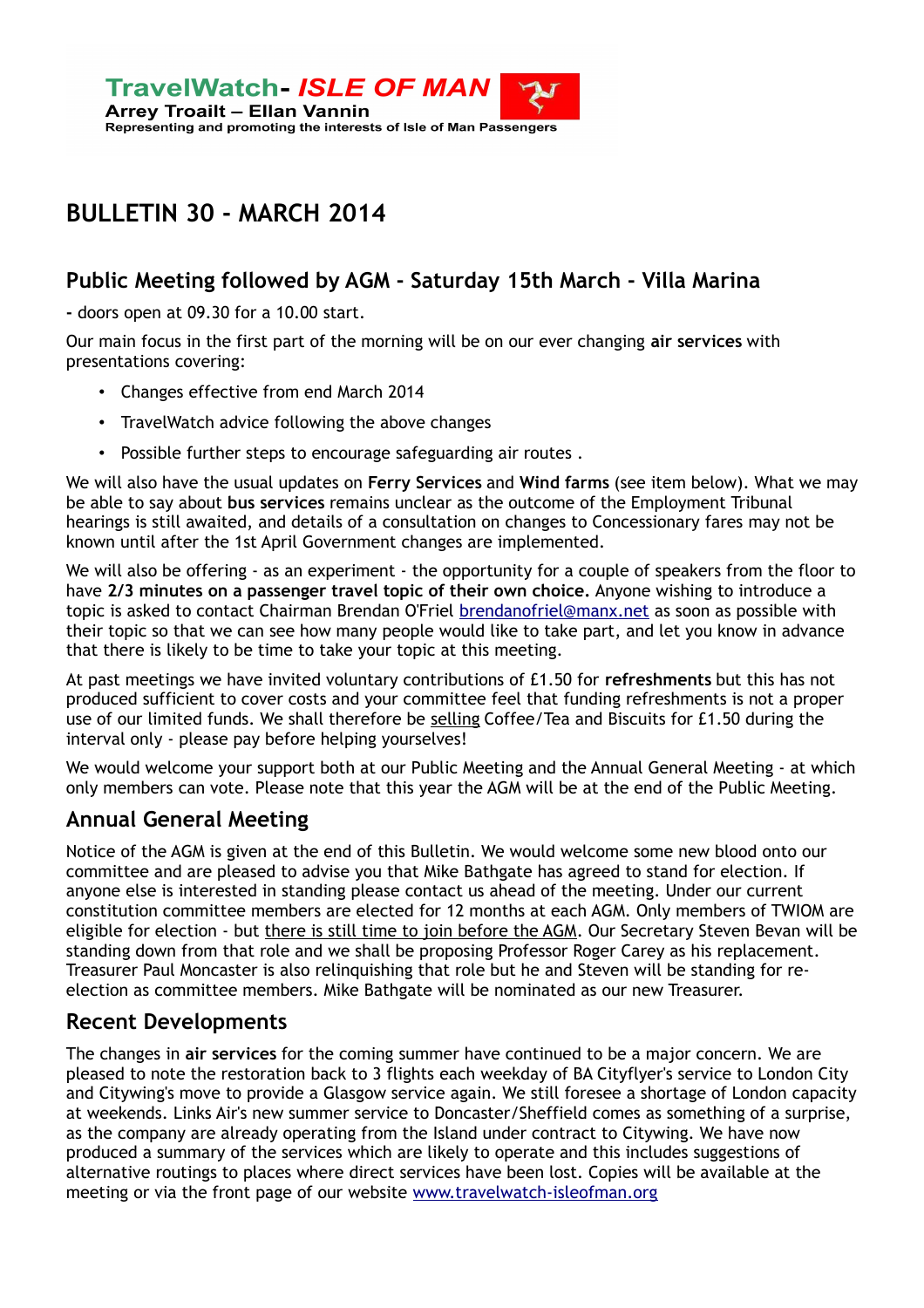**TravelWatch- *ISLE OF MAN***
**Arrey Troailt – Ellan Vannin**
**Representing and promoting the interests of Isle of Man Passengers**

# BULLETIN 30 - MARCH 2014

## Public Meeting followed by AGM - Saturday 15th March - Villa Marina

**-** doors open at 09.30 for a 10.00 start.

Our main focus in the first part of the morning will be on our ever changing **air services** with presentations covering:

- Changes effective from end March 2014
- TravelWatch advice following the above changes
- Possible further steps to encourage safeguarding air routes .

We will also have the usual updates on **Ferry Services** and **Wind farms** (see item below). What we may be able to say about **bus services** remains unclear as the outcome of the Employment Tribunal hearings is still awaited, and details of a consultation on changes to Concessionary fares may not be known until after the 1st April Government changes are implemented.

We will also be offering - as an experiment - the opportunity for a couple of speakers from the floor to have **2/3 minutes on a passenger travel topic of their own choice.** Anyone wishing to introduce a topic is asked to contact Chairman Brendan O'Friel brendanofriel@manx.net as soon as possible with their topic so that we can see how many people would like to take part, and let you know in advance that there is likely to be time to take your topic at this meeting.

At past meetings we have invited voluntary contributions of £1.50 for **refreshments** but this has not produced sufficient to cover costs and your committee feel that funding refreshments is not a proper use of our limited funds. We shall therefore be selling Coffee/Tea and Biscuits for £1.50 during the interval only - please pay before helping yourselves!

We would welcome your support both at our Public Meeting and the Annual General Meeting - at which only members can vote. Please note that this year the AGM will be at the end of the Public Meeting.

## Annual General Meeting

Notice of the AGM is given at the end of this Bulletin. We would welcome some new blood onto our committee and are pleased to advise you that Mike Bathgate has agreed to stand for election. If anyone else is interested in standing please contact us ahead of the meeting. Under our current constitution committee members are elected for 12 months at each AGM. Only members of TWIOM are eligible for election - but there is still time to join before the AGM. Our Secretary Steven Bevan will be standing down from that role and we shall be proposing Professor Roger Carey as his replacement. Treasurer Paul Moncaster is also relinquishing that role but he and Steven will be standing for re-election as committee members. Mike Bathgate will be nominated as our new Treasurer.

## Recent Developments

The changes in **air services** for the coming summer have continued to be a major concern. We are pleased to note the restoration back to 3 flights each weekday of BA Cityflyer's service to London City and Citywing's move to provide a Glasgow service again. We still foresee a shortage of London capacity at weekends. Links Air's new summer service to Doncaster/Sheffield comes as something of a surprise, as the company are already operating from the Island under contract to Citywing. We have now produced a summary of the services which are likely to operate and this includes suggestions of alternative routings to places where direct services have been lost. Copies will be available at the meeting or via the front page of our website www.travelwatch-isleofman.org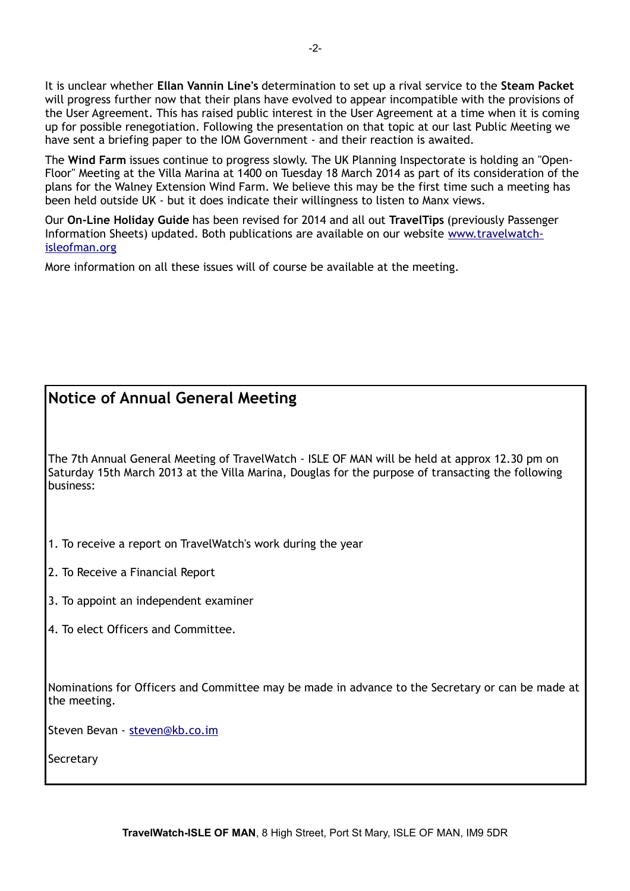It is unclear whether **Ellan Vannin Line's** determination to set up a rival service to the **Steam Packet** will progress further now that their plans have evolved to appear incompatible with the provisions of the User Agreement. This has raised public interest in the User Agreement at a time when it is coming up for possible renegotiation. Following the presentation on that topic at our last Public Meeting we have sent a briefing paper to the IOM Government - and their reaction is awaited.

The **Wind Farm** issues continue to progress slowly. The UK Planning Inspectorate is holding an "Open-Floor" Meeting at the Villa Marina at 1400 on Tuesday 18 March 2014 as part of its consideration of the plans for the Walney Extension Wind Farm. We believe this may be the first time such a meeting has been held outside UK - but it does indicate their willingness to listen to Manx views.

Our **On-Line Holiday Guide** has been revised for 2014 and all out **TravelTips** (previously Passenger Information Sheets) updated. Both publications are available on our website www.travelwatch-isleofman.org

More information on all these issues will of course be available at the meeting.

## Notice of Annual General Meeting

The 7th Annual General Meeting of TravelWatch - ISLE OF MAN will be held at approx 12.30 pm on Saturday 15th March 2013 at the Villa Marina, Douglas for the purpose of transacting the following business:

1. To receive a report on TravelWatch's work during the year
2. To Receive a Financial Report
3. To appoint an independent examiner
4. To elect Officers and Committee.

Nominations for Officers and Committee may be made in advance to the Secretary or can be made at the meeting.

Steven Bevan - steven@kb.co.im

Secretary

**TravelWatch-ISLE OF MAN**, 8 High Street, Port St Mary, ISLE OF MAN, IM9 5DR